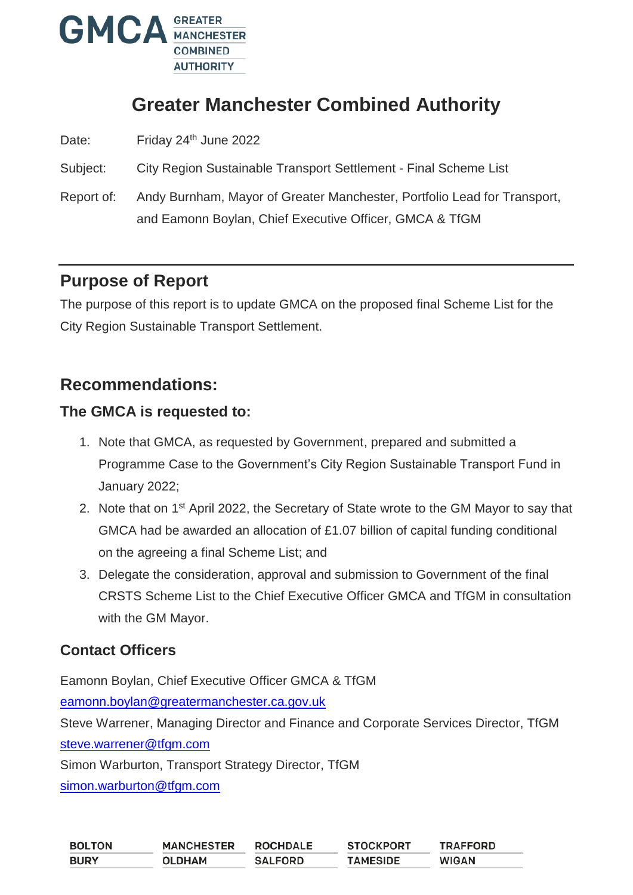# Greater Manchester Combined Authority

Date: Friday 24th June 2022

Subject: City Region Sustainable Transport Settlement - Final Scheme List

Report of: Andy Burnham, Mayor of Greater Manchester, Portfolio Lead for Transport, and Eamonn Boylan, Chief Executive Officer, GMCA & TfGM

## Purpose of Report

The purpose of this report is to update GMCA on the proposed final Scheme List for the City Region Sustainable Transport Settlement.

## Recommendations:

### The GMCA is requested to:

1. Note that GMCA, as requested by Government, prepared and submitted a Programme Case to the Government's City Region Sustainable Transport Fund in January 2022;
2. Note that on 1st April 2022, the Secretary of State wrote to the GM Mayor to say that GMCA had be awarded an allocation of £1.07 billion of capital funding conditional on the agreeing a final Scheme List; and
3. Delegate the consideration, approval and submission to Government of the final CRSTS Scheme List to the Chief Executive Officer GMCA and TfGM in consultation with the GM Mayor.

### Contact Officers

Eamonn Boylan, Chief Executive Officer GMCA & TfGM
eamonn.boylan@greatermanchester.ca.gov.uk
Steve Warrener, Managing Director and Finance and Corporate Services Director, TfGM
steve.warrener@tfgm.com
Simon Warburton, Transport Strategy Director, TfGM
simon.warburton@tfgm.com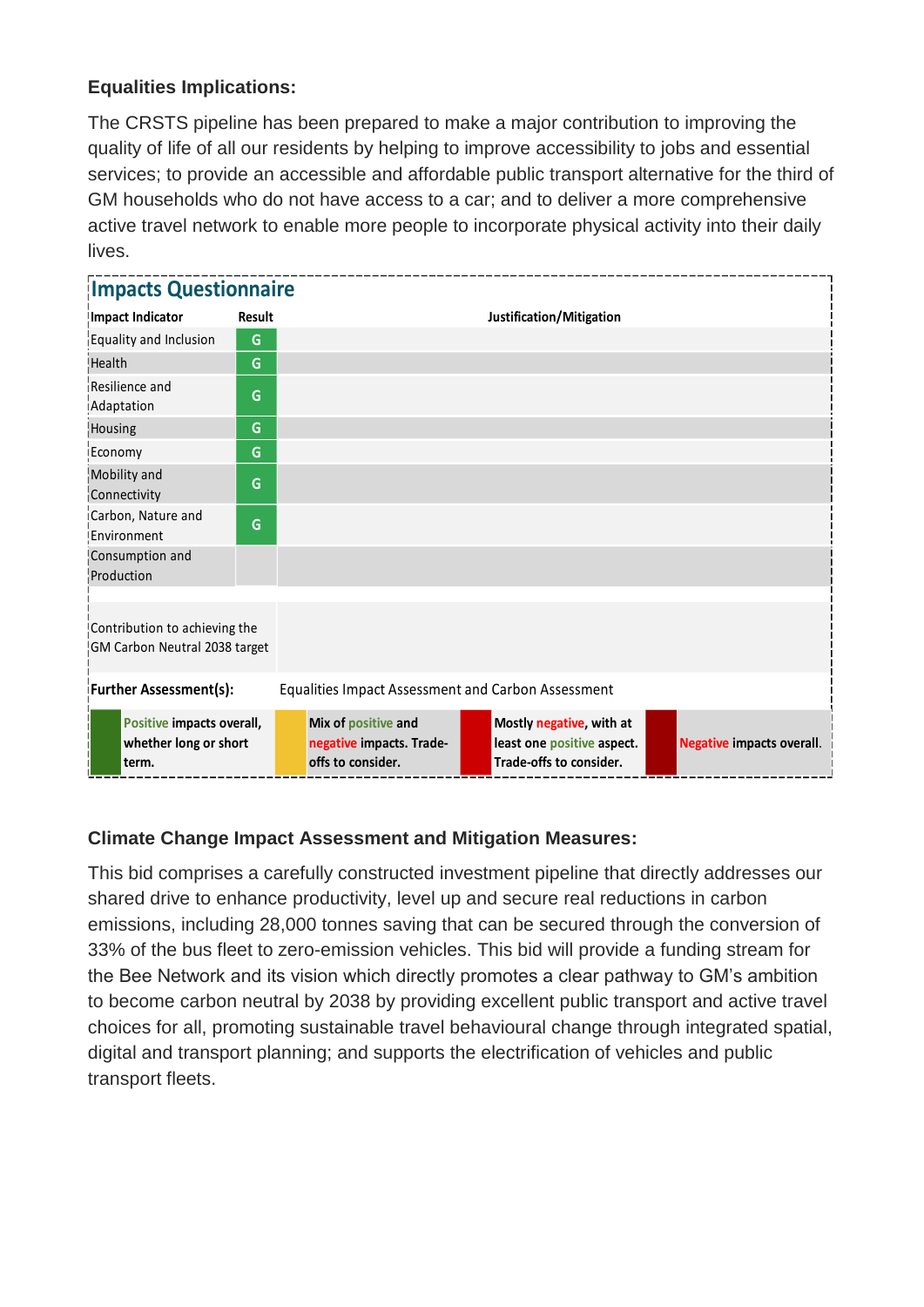**Equalities Implications:**

The CRSTS pipeline has been prepared to make a major contribution to improving the quality of life of all our residents by helping to improve accessibility to jobs and essential services; to provide an accessible and affordable public transport alternative for the third of GM households who do not have access to a car; and to deliver a more comprehensive active travel network to enable more people to incorporate physical activity into their daily lives.

## Impacts Questionnaire

| Impact Indicator | Result | Justification/Mitigation |
|---|---|---|
| Equality and Inclusion | G | |
| Health | G | |
| Resilience and Adaptation | G | |
| Housing | G | |
| Economy | G | |
| Mobility and Connectivity | G | |
| Carbon, Nature and Environment | G | |
| Consumption and Production | | |
| Contribution to achieving the GM Carbon Neutral 2038 target | | |
| **Further Assessment(s):** | | Equalities Impact Assessment and Carbon Assessment |

| Key | Description |
|---|---|
| Dark green | **Positive impacts overall, whether long or short term.** |
| Yellow | **Mix of positive and negative impacts. Trade-offs to consider.** |
| Red | **Mostly negative, with at least one positive aspect. Trade-offs to consider.** |
| Dark red | **Negative impacts overall.** |

**Climate Change Impact Assessment and Mitigation Measures:**

This bid comprises a carefully constructed investment pipeline that directly addresses our shared drive to enhance productivity, level up and secure real reductions in carbon emissions, including 28,000 tonnes saving that can be secured through the conversion of 33% of the bus fleet to zero-emission vehicles. This bid will provide a funding stream for the Bee Network and its vision which directly promotes a clear pathway to GM's ambition to become carbon neutral by 2038 by providing excellent public transport and active travel choices for all, promoting sustainable travel behavioural change through integrated spatial, digital and transport planning; and supports the electrification of vehicles and public transport fleets.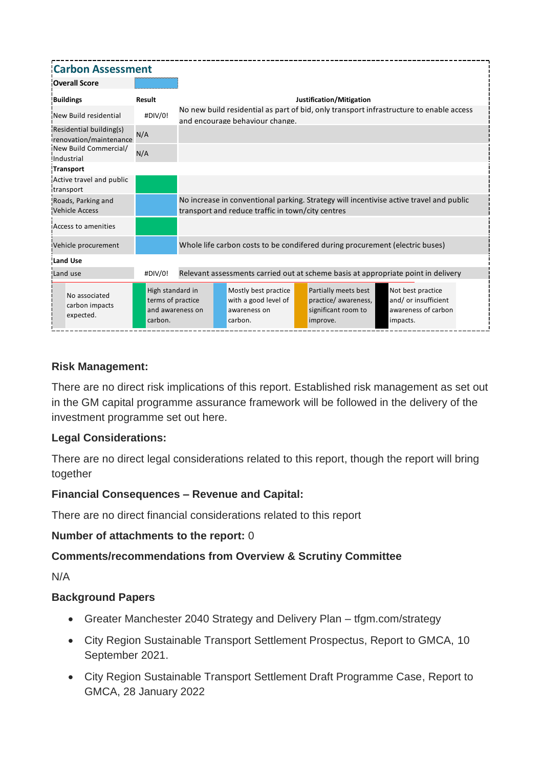## Carbon Assessment

| Overall Score | | |
|---|---|---|
| **Buildings** | **Result** | **Justification/Mitigation** |
| New Build residential | #DIV/0! | No new build residential as part of bid, only transport infrastructure to enable access and encourage behaviour change. |
| Residential building(s) renovation/maintenance | N/A | |
| New Build Commercial/ Industrial | N/A | |
| **Transport** | | |
| Active travel and public transport | | |
| Roads, Parking and Vehicle Access | | No increase in conventional parking. Strategy will incentivise active travel and public transport and reduce traffic in town/city centres |
| Access to amenities | | |
| Vehicle procurement | | Whole life carbon costs to be condifered during procurement (electric buses) |
| **Land Use** | | |
| Land use | #DIV/0! | Relevant assessments carried out at scheme basis at appropriate point in delivery |

| No associated carbon impacts expected. | High standard in terms of practice and awareness on carbon. | Mostly best practice with a good level of awareness on carbon. | Partially meets best practice/ awareness, significant room to improve. | Not best practice and/ or insufficient awareness of carbon impacts. |
|---|---|---|---|---|

**Risk Management:**

There are no direct risk implications of this report. Established risk management as set out in the GM capital programme assurance framework will be followed in the delivery of the investment programme set out here.

**Legal Considerations:**

There are no direct legal considerations related to this report, though the report will bring together

**Financial Consequences – Revenue and Capital:**

There are no direct financial considerations related to this report

**Number of attachments to the report:** 0

**Comments/recommendations from Overview & Scrutiny Committee**

N/A

**Background Papers**

- Greater Manchester 2040 Strategy and Delivery Plan – tfgm.com/strategy
- City Region Sustainable Transport Settlement Prospectus, Report to GMCA, 10 September 2021.
- City Region Sustainable Transport Settlement Draft Programme Case, Report to GMCA, 28 January 2022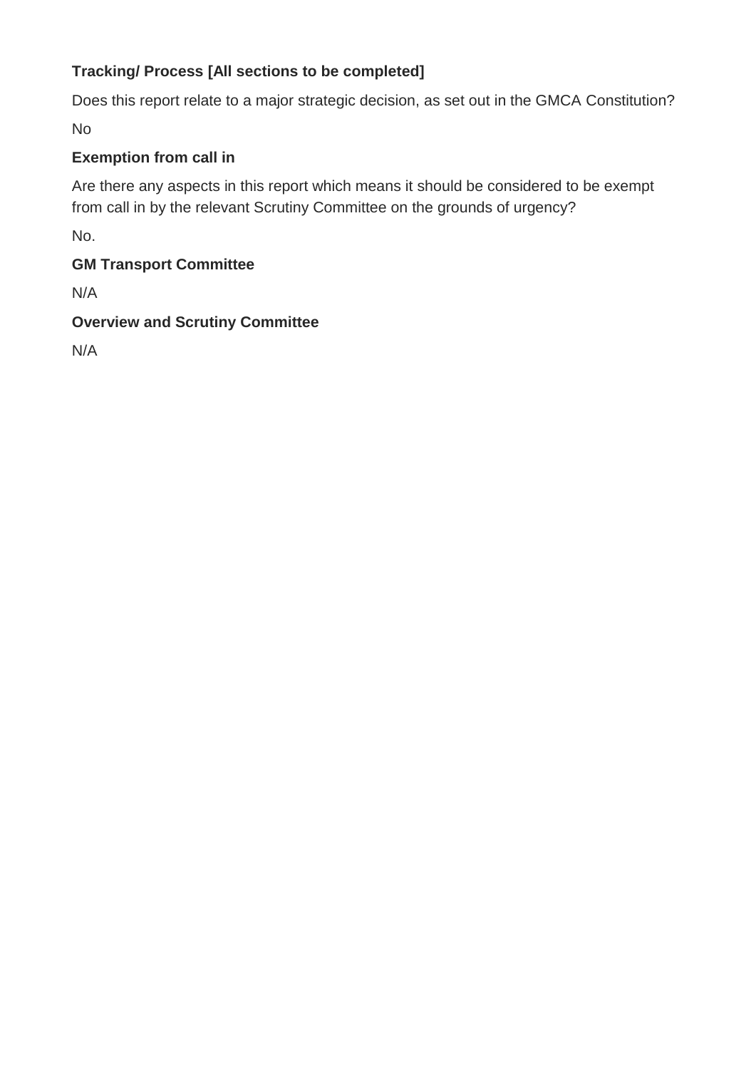**Tracking/ Process [All sections to be completed]**

Does this report relate to a major strategic decision, as set out in the GMCA Constitution?

No

**Exemption from call in**

Are there any aspects in this report which means it should be considered to be exempt from call in by the relevant Scrutiny Committee on the grounds of urgency?

No.

**GM Transport Committee**

N/A

**Overview and Scrutiny Committee**

N/A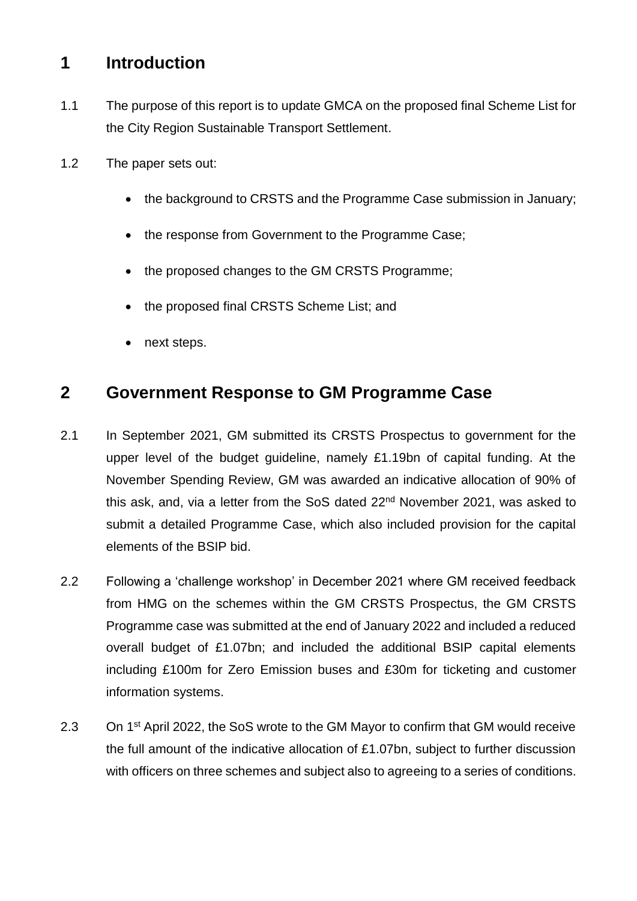## 1 Introduction

1.1 The purpose of this report is to update GMCA on the proposed final Scheme List for the City Region Sustainable Transport Settlement.

1.2 The paper sets out:

- the background to CRSTS and the Programme Case submission in January;
- the response from Government to the Programme Case;
- the proposed changes to the GM CRSTS Programme;
- the proposed final CRSTS Scheme List; and
- next steps.

## 2 Government Response to GM Programme Case

2.1 In September 2021, GM submitted its CRSTS Prospectus to government for the upper level of the budget guideline, namely £1.19bn of capital funding. At the November Spending Review, GM was awarded an indicative allocation of 90% of this ask, and, via a letter from the SoS dated 22nd November 2021, was asked to submit a detailed Programme Case, which also included provision for the capital elements of the BSIP bid.

2.2 Following a 'challenge workshop' in December 2021 where GM received feedback from HMG on the schemes within the GM CRSTS Prospectus, the GM CRSTS Programme case was submitted at the end of January 2022 and included a reduced overall budget of £1.07bn; and included the additional BSIP capital elements including £100m for Zero Emission buses and £30m for ticketing and customer information systems.

2.3 On 1st April 2022, the SoS wrote to the GM Mayor to confirm that GM would receive the full amount of the indicative allocation of £1.07bn, subject to further discussion with officers on three schemes and subject also to agreeing to a series of conditions.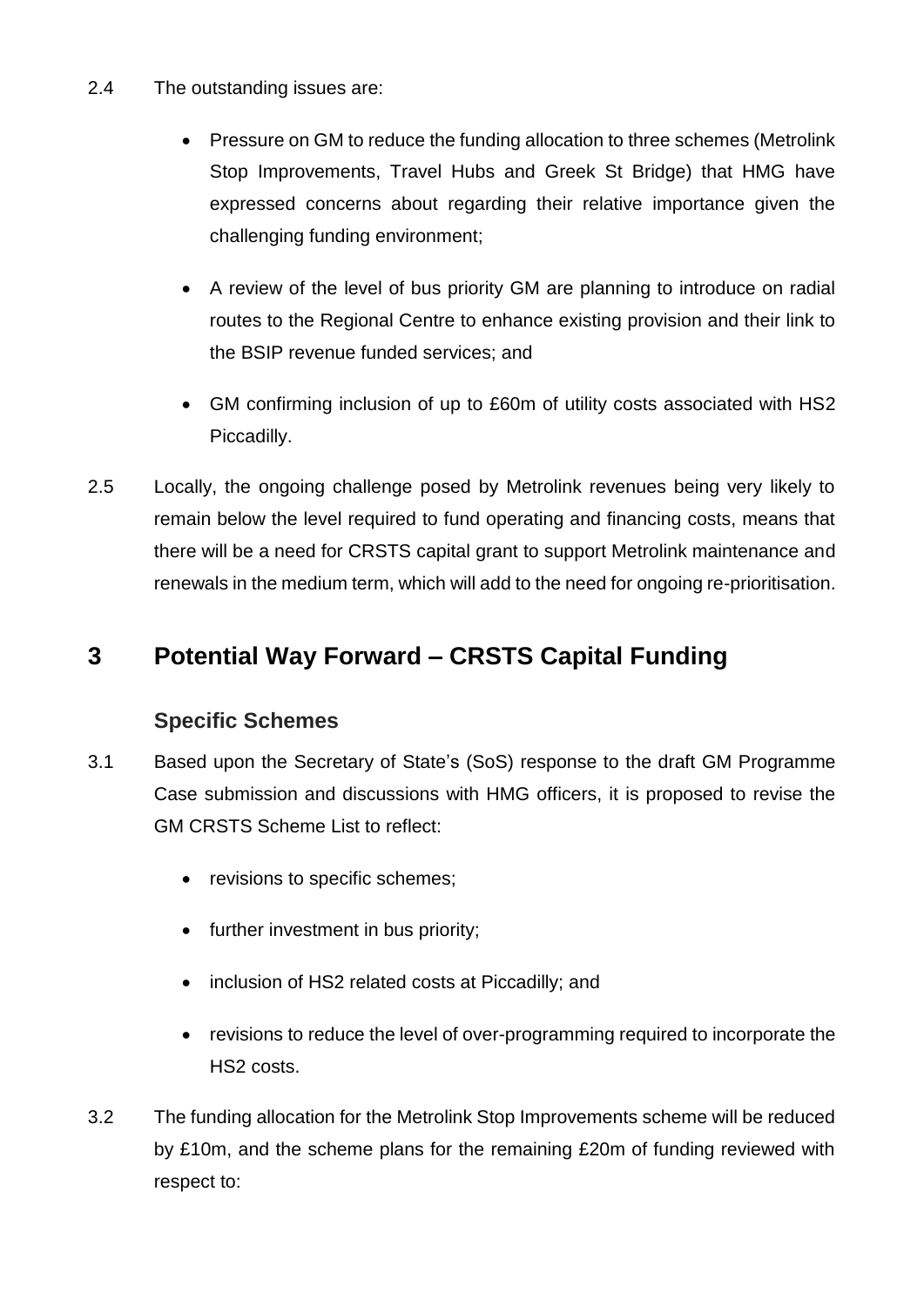2.4 The outstanding issues are:

- Pressure on GM to reduce the funding allocation to three schemes (Metrolink Stop Improvements, Travel Hubs and Greek St Bridge) that HMG have expressed concerns about regarding their relative importance given the challenging funding environment;

- A review of the level of bus priority GM are planning to introduce on radial routes to the Regional Centre to enhance existing provision and their link to the BSIP revenue funded services; and

- GM confirming inclusion of up to £60m of utility costs associated with HS2 Piccadilly.

2.5 Locally, the ongoing challenge posed by Metrolink revenues being very likely to remain below the level required to fund operating and financing costs, means that there will be a need for CRSTS capital grant to support Metrolink maintenance and renewals in the medium term, which will add to the need for ongoing re-prioritisation.

# 3 Potential Way Forward – CRSTS Capital Funding

## Specific Schemes

3.1 Based upon the Secretary of State's (SoS) response to the draft GM Programme Case submission and discussions with HMG officers, it is proposed to revise the GM CRSTS Scheme List to reflect:

- revisions to specific schemes;

- further investment in bus priority;

- inclusion of HS2 related costs at Piccadilly; and

- revisions to reduce the level of over-programming required to incorporate the HS2 costs.

3.2 The funding allocation for the Metrolink Stop Improvements scheme will be reduced by £10m, and the scheme plans for the remaining £20m of funding reviewed with respect to: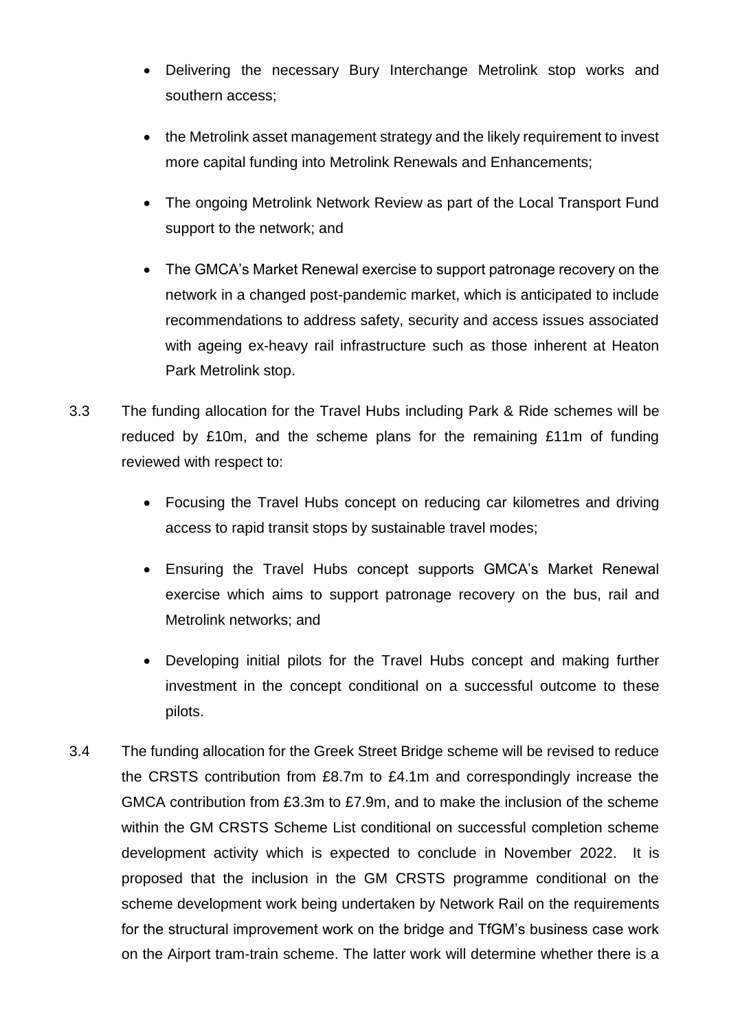- Delivering the necessary Bury Interchange Metrolink stop works and southern access;

- the Metrolink asset management strategy and the likely requirement to invest more capital funding into Metrolink Renewals and Enhancements;

- The ongoing Metrolink Network Review as part of the Local Transport Fund support to the network; and

- The GMCA's Market Renewal exercise to support patronage recovery on the network in a changed post-pandemic market, which is anticipated to include recommendations to address safety, security and access issues associated with ageing ex-heavy rail infrastructure such as those inherent at Heaton Park Metrolink stop.

3.3 The funding allocation for the Travel Hubs including Park & Ride schemes will be reduced by £10m, and the scheme plans for the remaining £11m of funding reviewed with respect to:

- Focusing the Travel Hubs concept on reducing car kilometres and driving access to rapid transit stops by sustainable travel modes;

- Ensuring the Travel Hubs concept supports GMCA's Market Renewal exercise which aims to support patronage recovery on the bus, rail and Metrolink networks; and

- Developing initial pilots for the Travel Hubs concept and making further investment in the concept conditional on a successful outcome to these pilots.

3.4 The funding allocation for the Greek Street Bridge scheme will be revised to reduce the CRSTS contribution from £8.7m to £4.1m and correspondingly increase the GMCA contribution from £3.3m to £7.9m, and to make the inclusion of the scheme within the GM CRSTS Scheme List conditional on successful completion scheme development activity which is expected to conclude in November 2022. It is proposed that the inclusion in the GM CRSTS programme conditional on the scheme development work being undertaken by Network Rail on the requirements for the structural improvement work on the bridge and TfGM's business case work on the Airport tram-train scheme. The latter work will determine whether there is a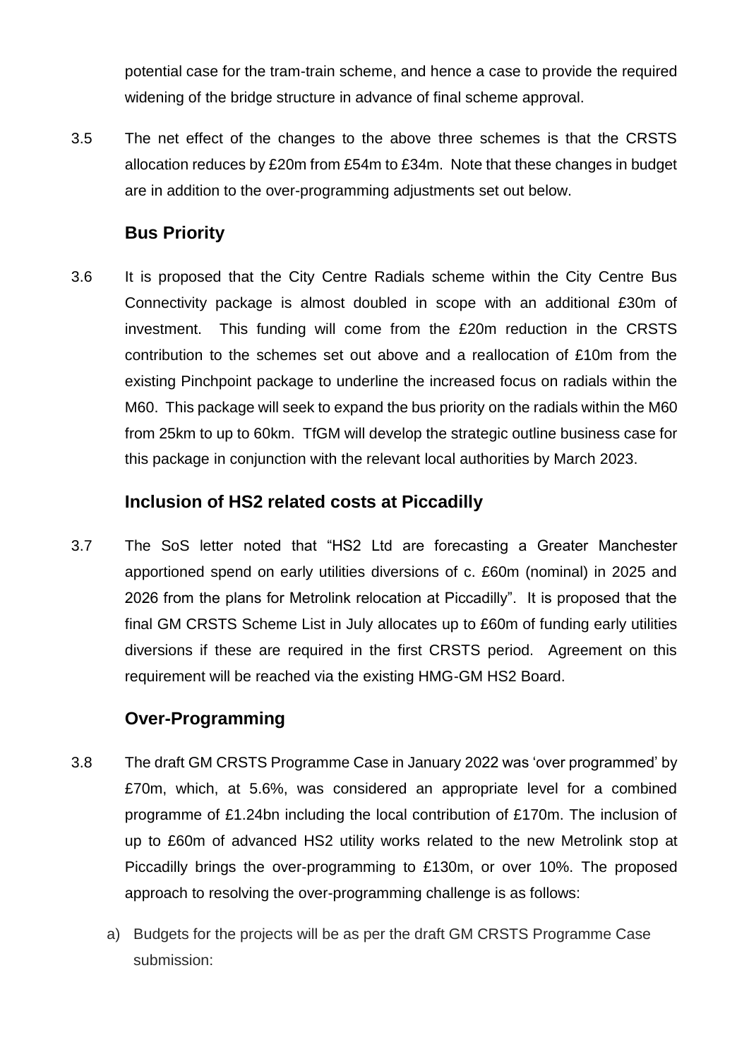potential case for the tram-train scheme, and hence a case to provide the required widening of the bridge structure in advance of final scheme approval.

3.5 The net effect of the changes to the above three schemes is that the CRSTS allocation reduces by £20m from £54m to £34m. Note that these changes in budget are in addition to the over-programming adjustments set out below.

## Bus Priority

3.6 It is proposed that the City Centre Radials scheme within the City Centre Bus Connectivity package is almost doubled in scope with an additional £30m of investment. This funding will come from the £20m reduction in the CRSTS contribution to the schemes set out above and a reallocation of £10m from the existing Pinchpoint package to underline the increased focus on radials within the M60. This package will seek to expand the bus priority on the radials within the M60 from 25km to up to 60km. TfGM will develop the strategic outline business case for this package in conjunction with the relevant local authorities by March 2023.

## Inclusion of HS2 related costs at Piccadilly

3.7 The SoS letter noted that "HS2 Ltd are forecasting a Greater Manchester apportioned spend on early utilities diversions of c. £60m (nominal) in 2025 and 2026 from the plans for Metrolink relocation at Piccadilly". It is proposed that the final GM CRSTS Scheme List in July allocates up to £60m of funding early utilities diversions if these are required in the first CRSTS period. Agreement on this requirement will be reached via the existing HMG-GM HS2 Board.

## Over-Programming

3.8 The draft GM CRSTS Programme Case in January 2022 was 'over programmed' by £70m, which, at 5.6%, was considered an appropriate level for a combined programme of £1.24bn including the local contribution of £170m. The inclusion of up to £60m of advanced HS2 utility works related to the new Metrolink stop at Piccadilly brings the over-programming to £130m, or over 10%. The proposed approach to resolving the over-programming challenge is as follows:

a) Budgets for the projects will be as per the draft GM CRSTS Programme Case submission: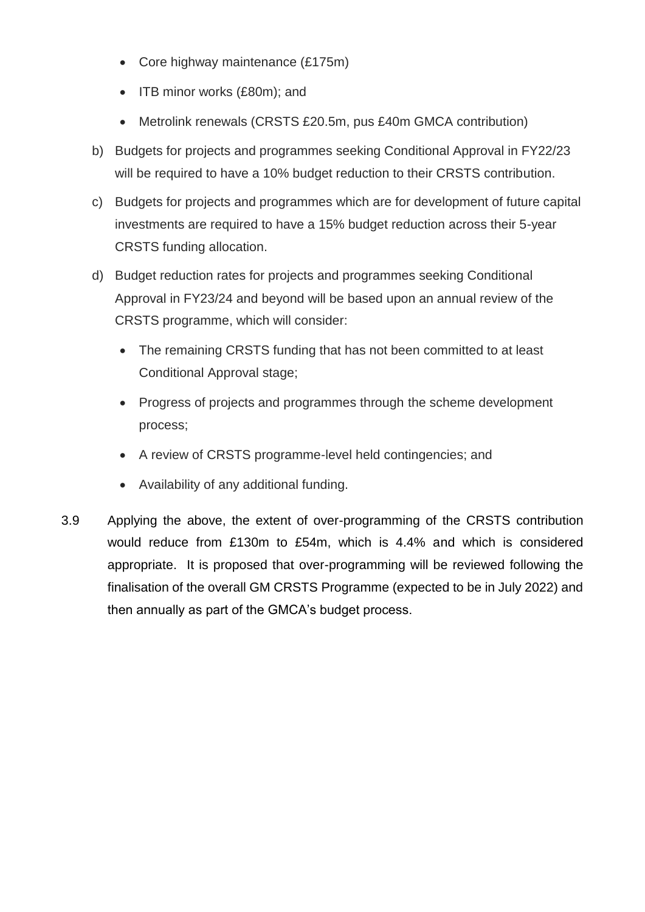- Core highway maintenance (£175m)
- ITB minor works (£80m); and
- Metrolink renewals (CRSTS £20.5m, pus £40m GMCA contribution)

b) Budgets for projects and programmes seeking Conditional Approval in FY22/23 will be required to have a 10% budget reduction to their CRSTS contribution.

c) Budgets for projects and programmes which are for development of future capital investments are required to have a 15% budget reduction across their 5-year CRSTS funding allocation.

d) Budget reduction rates for projects and programmes seeking Conditional Approval in FY23/24 and beyond will be based upon an annual review of the CRSTS programme, which will consider:

- The remaining CRSTS funding that has not been committed to at least Conditional Approval stage;
- Progress of projects and programmes through the scheme development process;
- A review of CRSTS programme-level held contingencies; and
- Availability of any additional funding.

3.9 Applying the above, the extent of over-programming of the CRSTS contribution would reduce from £130m to £54m, which is 4.4% and which is considered appropriate. It is proposed that over-programming will be reviewed following the finalisation of the overall GM CRSTS Programme (expected to be in July 2022) and then annually as part of the GMCA's budget process.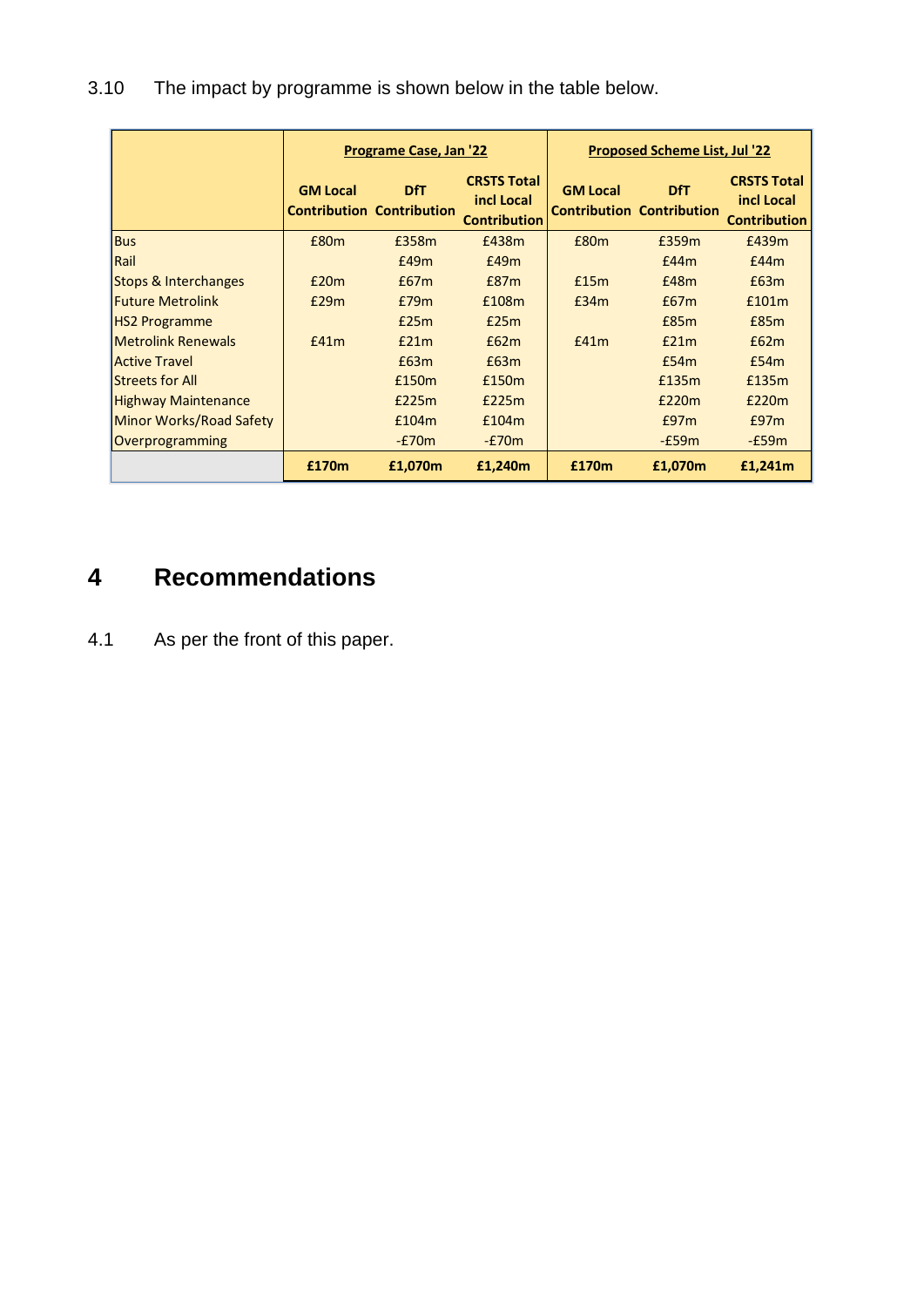3.10 The impact by programme is shown below in the table below.

| | Programe Case, Jan '22 | | | Proposed Scheme List, Jul '22 | | |
|---|---|---|---|---|---|---|
| | **GM Local Contribution** | **DfT Contribution** | **CRSTS Total incl Local Contribution** | **GM Local Contribution** | **DfT Contribution** | **CRSTS Total incl Local Contribution** |
| Bus | £80m | £358m | £438m | £80m | £359m | £439m |
| Rail | | £49m | £49m | | £44m | £44m |
| Stops & Interchanges | £20m | £67m | £87m | £15m | £48m | £63m |
| Future Metrolink | £29m | £79m | £108m | £34m | £67m | £101m |
| HS2 Programme | | £25m | £25m | | £85m | £85m |
| Metrolink Renewals | £41m | £21m | £62m | £41m | £21m | £62m |
| Active Travel | | £63m | £63m | | £54m | £54m |
| Streets for All | | £150m | £150m | | £135m | £135m |
| Highway Maintenance | | £225m | £225m | | £220m | £220m |
| Minor Works/Road Safety | | £104m | £104m | | £97m | £97m |
| Overprogramming | | -£70m | -£70m | | -£59m | -£59m |
| | **£170m** | **£1,070m** | **£1,240m** | **£170m** | **£1,070m** | **£1,241m** |

# 4 Recommendations

4.1 As per the front of this paper.